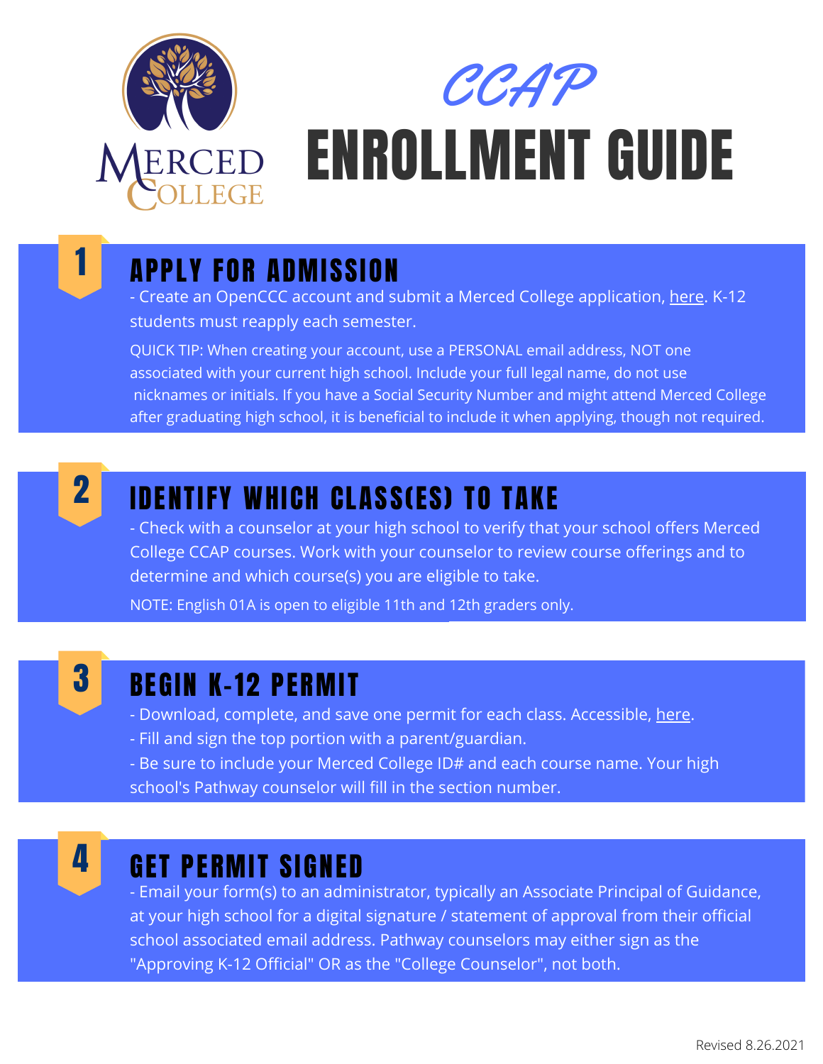# CCAP ENROLLMENT GUIDE

Merced College

## 1 APPLY FOR ADMISSION

- Create an OpenCCC account and submit a Merced College application, here. K-12 students must reapply each semester.

QUICK TIP: When creating your account, use a PERSONAL email address, NOT one associated with your current high school. Include your full legal name, do not use nicknames or initials. If you have a Social Security Number and might attend Merced College after graduating high school, it is beneficial to include it when applying, though not required.

## 2 IDENTIFY WHICH CLASS(ES) TO TAKE

- Check with a counselor at your high school to verify that your school offers Merced College CCAP courses. Work with your counselor to review course offerings and to determine and which course(s) you are eligible to take.

NOTE: English 01A is open to eligible 11th and 12th graders only.

## 3 BEGIN K-12 PERMIT

- Download, complete, and save one permit for each class. Accessible, here.
- Fill and sign the top portion with a parent/guardian.
- Be sure to include your Merced College ID# and each course name. Your high school's Pathway counselor will fill in the section number.

## 4 GET PERMIT SIGNED

- Email your form(s) to an administrator, typically an Associate Principal of Guidance, at your high school for a digital signature / statement of approval from their official school associated email address. Pathway counselors may either sign as the "Approving K-12 Official" OR as the "College Counselor", not both.

Revised 8.26.2021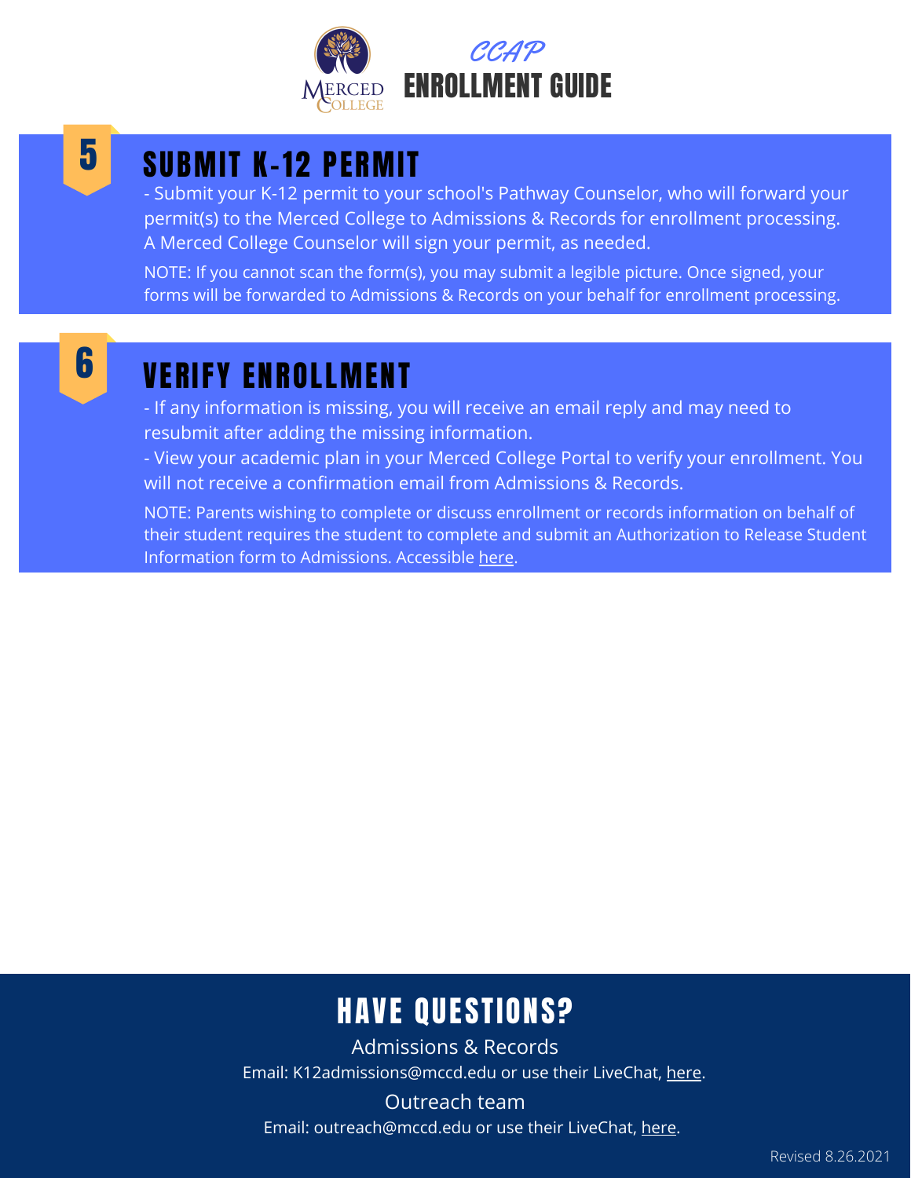# CCAP ENROLLMENT GUIDE

## 5 SUBMIT K-12 PERMIT

- Submit your K-12 permit to your school's Pathway Counselor, who will forward your permit(s) to the Merced College to Admissions & Records for enrollment processing. A Merced College Counselor will sign your permit, as needed.

NOTE: If you cannot scan the form(s), you may submit a legible picture. Once signed, your forms will be forwarded to Admissions & Records on your behalf for enrollment processing.

## 6 VERIFY ENROLLMENT

- If any information is missing, you will receive an email reply and may need to resubmit after adding the missing information.
- View your academic plan in your Merced College Portal to verify your enrollment. You will not receive a confirmation email from Admissions & Records.

NOTE: Parents wishing to complete or discuss enrollment or records information on behalf of their student requires the student to complete and submit an Authorization to Release Student Information form to Admissions. Accessible here.

## HAVE QUESTIONS?

Admissions & Records

Email: K12admissions@mccd.edu or use their LiveChat, here.

Outreach team

Email: outreach@mccd.edu or use their LiveChat, here.

Revised 8.26.2021